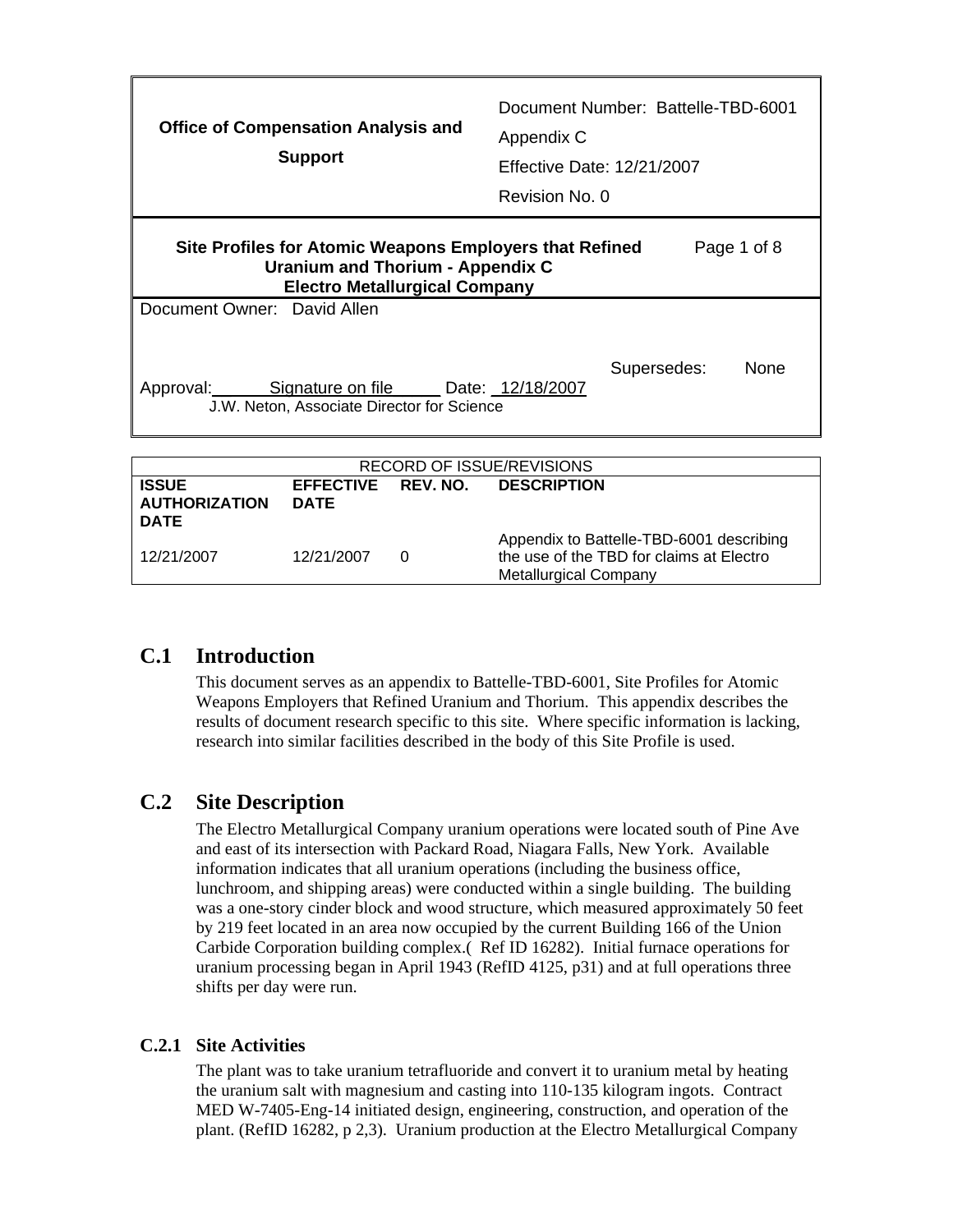| Office of Compensation Analysis and Support | Document Number: Battelle-TBD-6001<br>Appendix C<br>Effective Date: 12/21/2007<br>Revision No. 0 |
|---|---|
| **Site Profiles for Atomic Weapons Employers that Refined Uranium and Thorium - Appendix C Electro Metallurgical Company** | Page 1 of 8 |
| Document Owner: David Allen<br>Approval: Signature on file Date: 12/18/2007<br>J.W. Neton, Associate Director for Science | Supersedes: None |

| RECORD OF ISSUE/REVISIONS | | | |
|---|---|---|---|
| **ISSUE AUTHORIZATION DATE** | **EFFECTIVE DATE** | **REV. NO.** | **DESCRIPTION** |
| 12/21/2007 | 12/21/2007 | 0 | Appendix to Battelle-TBD-6001 describing the use of the TBD for claims at Electro Metallurgical Company |

# C.1 Introduction

This document serves as an appendix to Battelle-TBD-6001, Site Profiles for Atomic Weapons Employers that Refined Uranium and Thorium. This appendix describes the results of document research specific to this site. Where specific information is lacking, research into similar facilities described in the body of this Site Profile is used.

# C.2 Site Description

The Electro Metallurgical Company uranium operations were located south of Pine Ave and east of its intersection with Packard Road, Niagara Falls, New York. Available information indicates that all uranium operations (including the business office, lunchroom, and shipping areas) were conducted within a single building. The building was a one-story cinder block and wood structure, which measured approximately 50 feet by 219 feet located in an area now occupied by the current Building 166 of the Union Carbide Corporation building complex.( Ref ID 16282). Initial furnace operations for uranium processing began in April 1943 (RefID 4125, p31) and at full operations three shifts per day were run.

## C.2.1 Site Activities

The plant was to take uranium tetrafluoride and convert it to uranium metal by heating the uranium salt with magnesium and casting into 110-135 kilogram ingots. Contract MED W-7405-Eng-14 initiated design, engineering, construction, and operation of the plant. (RefID 16282, p 2,3). Uranium production at the Electro Metallurgical Company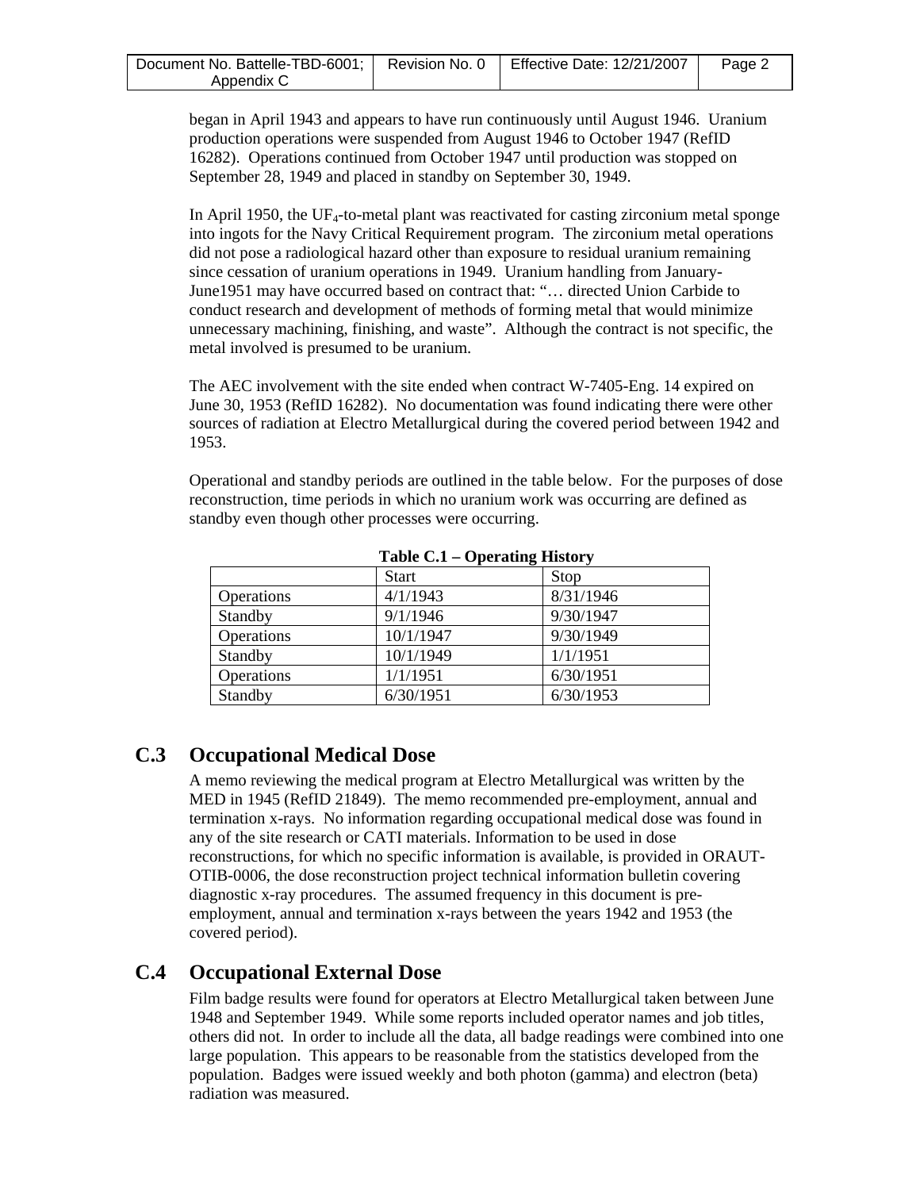began in April 1943 and appears to have run continuously until August 1946. Uranium production operations were suspended from August 1946 to October 1947 (RefID 16282). Operations continued from October 1947 until production was stopped on September 28, 1949 and placed in standby on September 30, 1949.

In April 1950, the $UF_4$-to-metal plant was reactivated for casting zirconium metal sponge into ingots for the Navy Critical Requirement program. The zirconium metal operations did not pose a radiological hazard other than exposure to residual uranium remaining since cessation of uranium operations in 1949. Uranium handling from January-June1951 may have occurred based on contract that: "… directed Union Carbide to conduct research and development of methods of forming metal that would minimize unnecessary machining, finishing, and waste". Although the contract is not specific, the metal involved is presumed to be uranium.

The AEC involvement with the site ended when contract W-7405-Eng. 14 expired on June 30, 1953 (RefID 16282). No documentation was found indicating there were other sources of radiation at Electro Metallurgical during the covered period between 1942 and 1953.

Operational and standby periods are outlined in the table below. For the purposes of dose reconstruction, time periods in which no uranium work was occurring are defined as standby even though other processes were occurring.

**Table C.1 – Operating History**

| | Start | Stop |
|---|---|---|
| Operations | 4/1/1943 | 8/31/1946 |
| Standby | 9/1/1946 | 9/30/1947 |
| Operations | 10/1/1947 | 9/30/1949 |
| Standby | 10/1/1949 | 1/1/1951 |
| Operations | 1/1/1951 | 6/30/1951 |
| Standby | 6/30/1951 | 6/30/1953 |

## C.3 Occupational Medical Dose

A memo reviewing the medical program at Electro Metallurgical was written by the MED in 1945 (RefID 21849). The memo recommended pre-employment, annual and termination x-rays. No information regarding occupational medical dose was found in any of the site research or CATI materials. Information to be used in dose reconstructions, for which no specific information is available, is provided in ORAUT-OTIB-0006, the dose reconstruction project technical information bulletin covering diagnostic x-ray procedures. The assumed frequency in this document is pre-employment, annual and termination x-rays between the years 1942 and 1953 (the covered period).

## C.4 Occupational External Dose

Film badge results were found for operators at Electro Metallurgical taken between June 1948 and September 1949. While some reports included operator names and job titles, others did not. In order to include all the data, all badge readings were combined into one large population. This appears to be reasonable from the statistics developed from the population. Badges were issued weekly and both photon (gamma) and electron (beta) radiation was measured.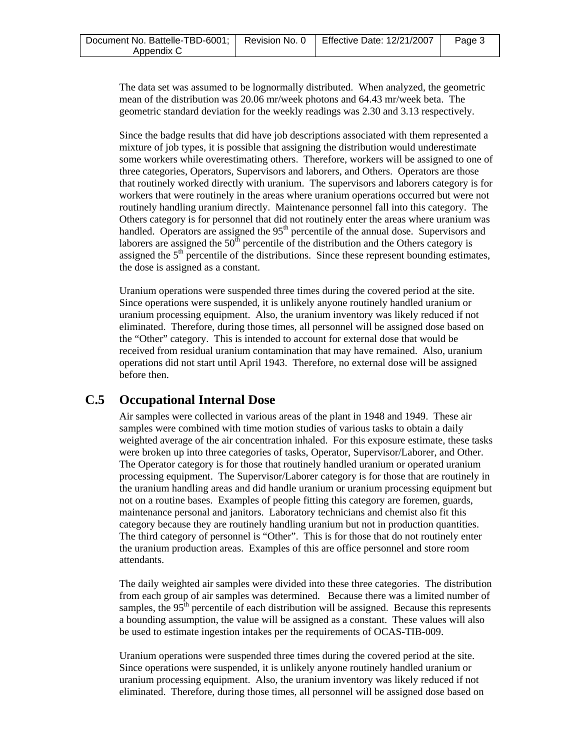The data set was assumed to be lognormally distributed. When analyzed, the geometric mean of the distribution was 20.06 mr/week photons and 64.43 mr/week beta. The geometric standard deviation for the weekly readings was 2.30 and 3.13 respectively.

Since the badge results that did have job descriptions associated with them represented a mixture of job types, it is possible that assigning the distribution would underestimate some workers while overestimating others. Therefore, workers will be assigned to one of three categories, Operators, Supervisors and laborers, and Others. Operators are those that routinely worked directly with uranium. The supervisors and laborers category is for workers that were routinely in the areas where uranium operations occurred but were not routinely handling uranium directly. Maintenance personnel fall into this category. The Others category is for personnel that did not routinely enter the areas where uranium was handled. Operators are assigned the 95th percentile of the annual dose. Supervisors and laborers are assigned the 50th percentile of the distribution and the Others category is assigned the 5th percentile of the distributions. Since these represent bounding estimates, the dose is assigned as a constant.

Uranium operations were suspended three times during the covered period at the site. Since operations were suspended, it is unlikely anyone routinely handled uranium or uranium processing equipment. Also, the uranium inventory was likely reduced if not eliminated. Therefore, during those times, all personnel will be assigned dose based on the “Other” category. This is intended to account for external dose that would be received from residual uranium contamination that may have remained. Also, uranium operations did not start until April 1943. Therefore, no external dose will be assigned before then.

## C.5 Occupational Internal Dose

Air samples were collected in various areas of the plant in 1948 and 1949. These air samples were combined with time motion studies of various tasks to obtain a daily weighted average of the air concentration inhaled. For this exposure estimate, these tasks were broken up into three categories of tasks, Operator, Supervisor/Laborer, and Other. The Operator category is for those that routinely handled uranium or operated uranium processing equipment. The Supervisor/Laborer category is for those that are routinely in the uranium handling areas and did handle uranium or uranium processing equipment but not on a routine bases. Examples of people fitting this category are foremen, guards, maintenance personal and janitors. Laboratory technicians and chemist also fit this category because they are routinely handling uranium but not in production quantities. The third category of personnel is “Other”. This is for those that do not routinely enter the uranium production areas. Examples of this are office personnel and store room attendants.

The daily weighted air samples were divided into these three categories. The distribution from each group of air samples was determined. Because there was a limited number of samples, the 95th percentile of each distribution will be assigned. Because this represents a bounding assumption, the value will be assigned as a constant. These values will also be used to estimate ingestion intakes per the requirements of OCAS-TIB-009.

Uranium operations were suspended three times during the covered period at the site. Since operations were suspended, it is unlikely anyone routinely handled uranium or uranium processing equipment. Also, the uranium inventory was likely reduced if not eliminated. Therefore, during those times, all personnel will be assigned dose based on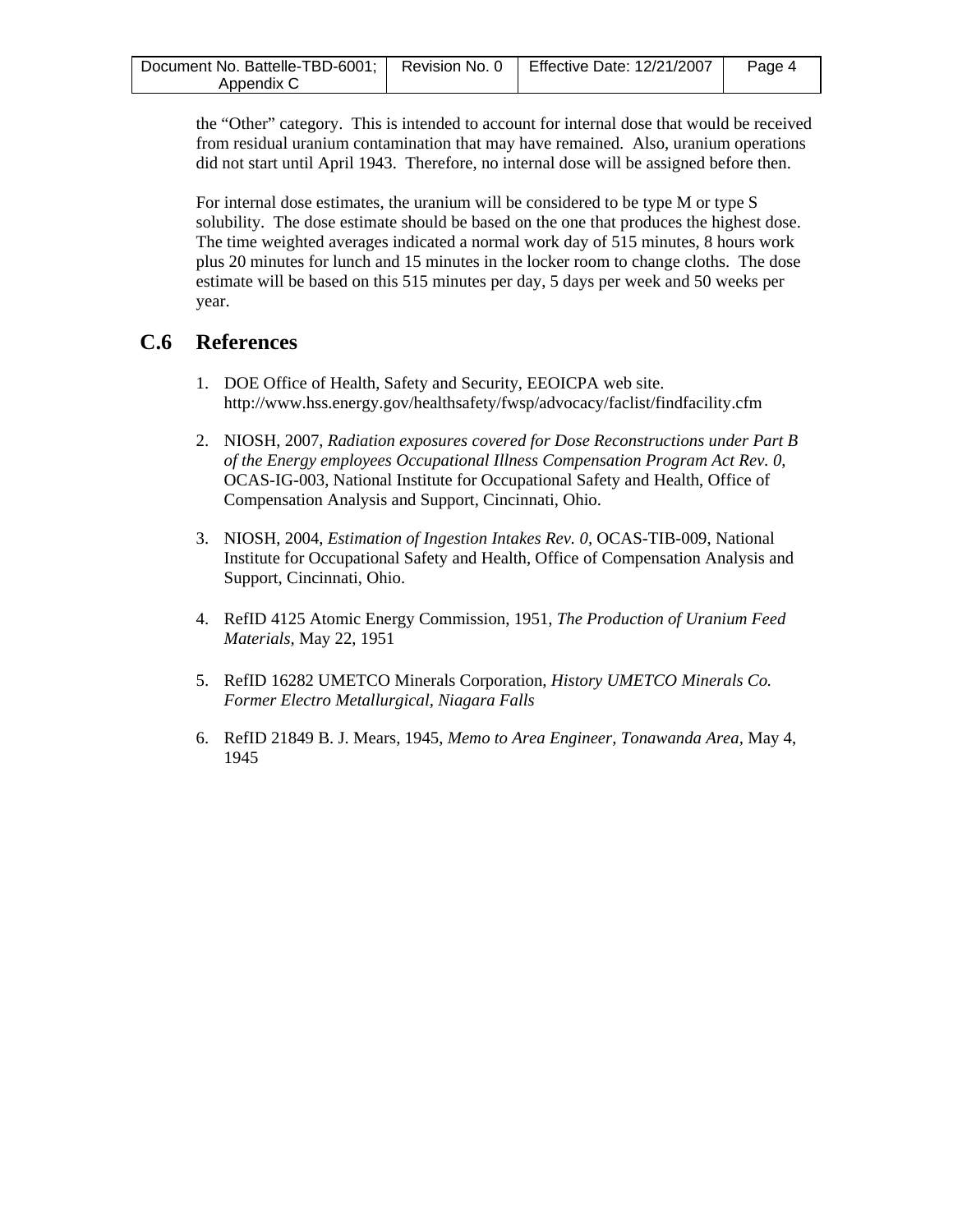the "Other" category. This is intended to account for internal dose that would be received from residual uranium contamination that may have remained. Also, uranium operations did not start until April 1943. Therefore, no internal dose will be assigned before then.

For internal dose estimates, the uranium will be considered to be type M or type S solubility. The dose estimate should be based on the one that produces the highest dose. The time weighted averages indicated a normal work day of 515 minutes, 8 hours work plus 20 minutes for lunch and 15 minutes in the locker room to change cloths. The dose estimate will be based on this 515 minutes per day, 5 days per week and 50 weeks per year.

## C.6 References

1. DOE Office of Health, Safety and Security, EEOICPA web site. http://www.hss.energy.gov/healthsafety/fwsp/advocacy/faclist/findfacility.cfm

2. NIOSH, 2007, *Radiation exposures covered for Dose Reconstructions under Part B of the Energy employees Occupational Illness Compensation Program Act Rev. 0*, OCAS-IG-003, National Institute for Occupational Safety and Health, Office of Compensation Analysis and Support, Cincinnati, Ohio.

3. NIOSH, 2004, *Estimation of Ingestion Intakes Rev. 0*, OCAS-TIB-009, National Institute for Occupational Safety and Health, Office of Compensation Analysis and Support, Cincinnati, Ohio.

4. RefID 4125 Atomic Energy Commission, 1951, *The Production of Uranium Feed Materials*, May 22, 1951

5. RefID 16282 UMETCO Minerals Corporation, *History UMETCO Minerals Co. Former Electro Metallurgical, Niagara Falls*

6. RefID 21849 B. J. Mears, 1945, *Memo to Area Engineer, Tonawanda Area*, May 4, 1945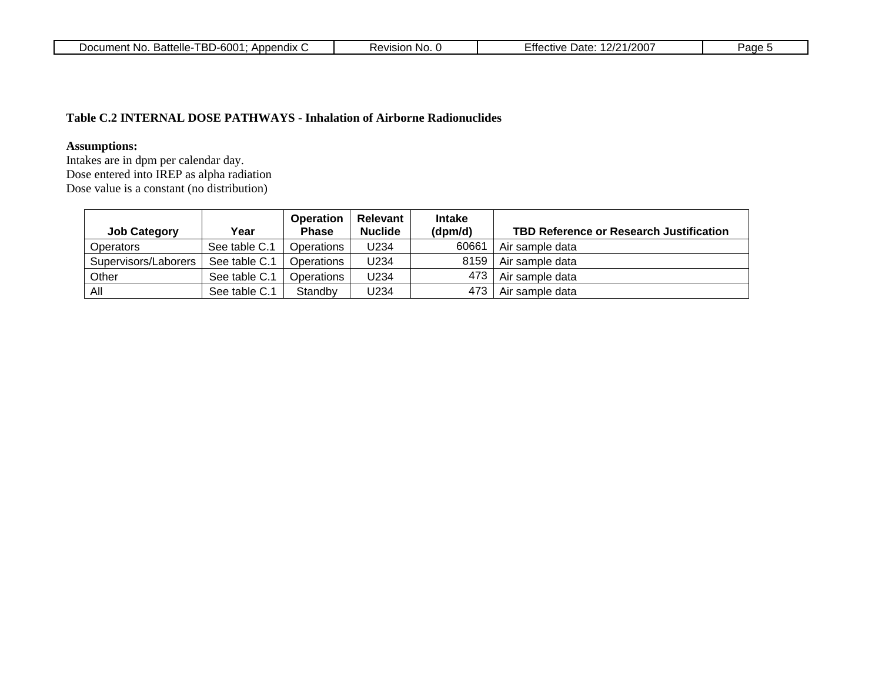**Table C.2 INTERNAL DOSE PATHWAYS - Inhalation of Airborne Radionuclides**

**Assumptions:**
Intakes are in dpm per calendar day.
Dose entered into IREP as alpha radiation
Dose value is a constant (no distribution)

| Job Category | Year | Operation Phase | Relevant Nuclide | Intake (dpm/d) | TBD Reference or Research Justification |
|---|---|---|---|---|---|
| Operators | See table C.1 | Operations | U234 | 60661 | Air sample data |
| Supervisors/Laborers | See table C.1 | Operations | U234 | 8159 | Air sample data |
| Other | See table C.1 | Operations | U234 | 473 | Air sample data |
| All | See table C.1 | Standby | U234 | 473 | Air sample data |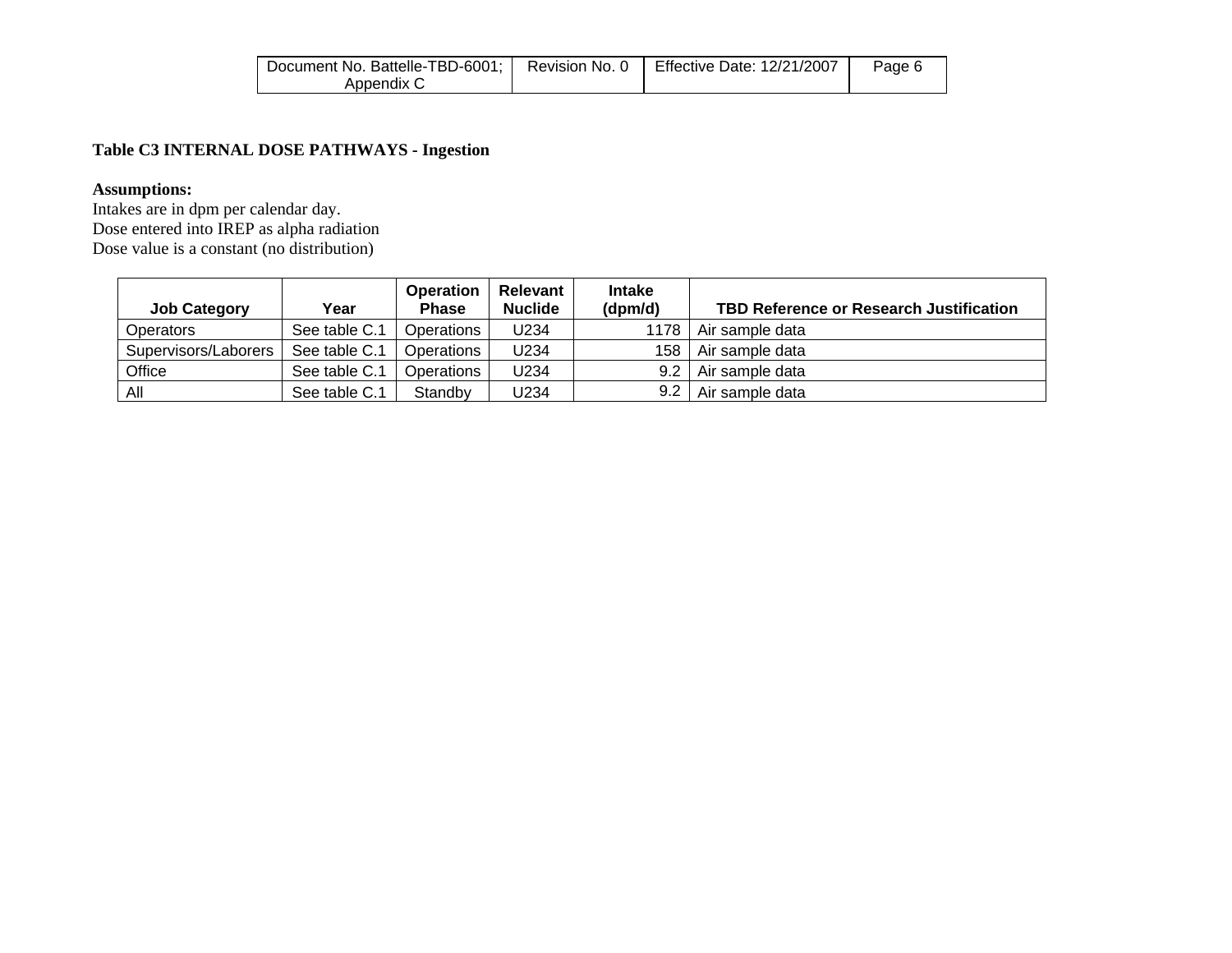**Table C3 INTERNAL DOSE PATHWAYS - Ingestion**

**Assumptions:**

Intakes are in dpm per calendar day.
Dose entered into IREP as alpha radiation
Dose value is a constant (no distribution)

| Job Category | Year | Operation Phase | Relevant Nuclide | Intake (dpm/d) | TBD Reference or Research Justification |
|---|---|---|---|---|---|
| Operators | See table C.1 | Operations | U234 | 1178 | Air sample data |
| Supervisors/Laborers | See table C.1 | Operations | U234 | 158 | Air sample data |
| Office | See table C.1 | Operations | U234 | 9.2 | Air sample data |
| All | See table C.1 | Standby | U234 | 9.2 | Air sample data |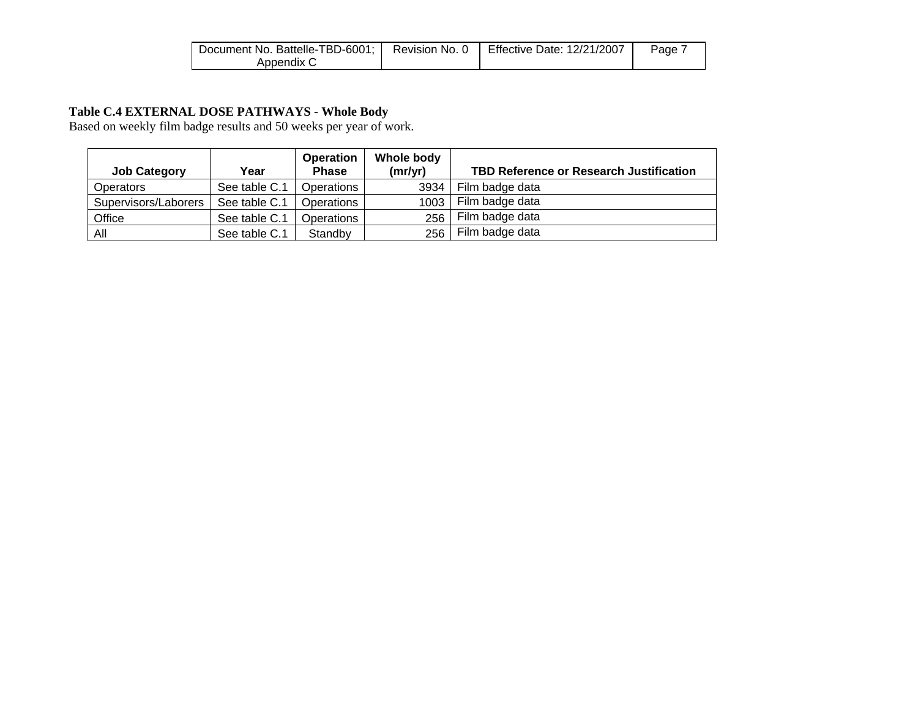**Table C.4 EXTERNAL DOSE PATHWAYS - Whole Body**

Based on weekly film badge results and 50 weeks per year of work.

| Job Category | Year | Operation Phase | Whole body (mr/yr) | TBD Reference or Research Justification |
|---|---|---|---|---|
| Operators | See table C.1 | Operations | 3934 | Film badge data |
| Supervisors/Laborers | See table C.1 | Operations | 1003 | Film badge data |
| Office | See table C.1 | Operations | 256 | Film badge data |
| All | See table C.1 | Standby | 256 | Film badge data |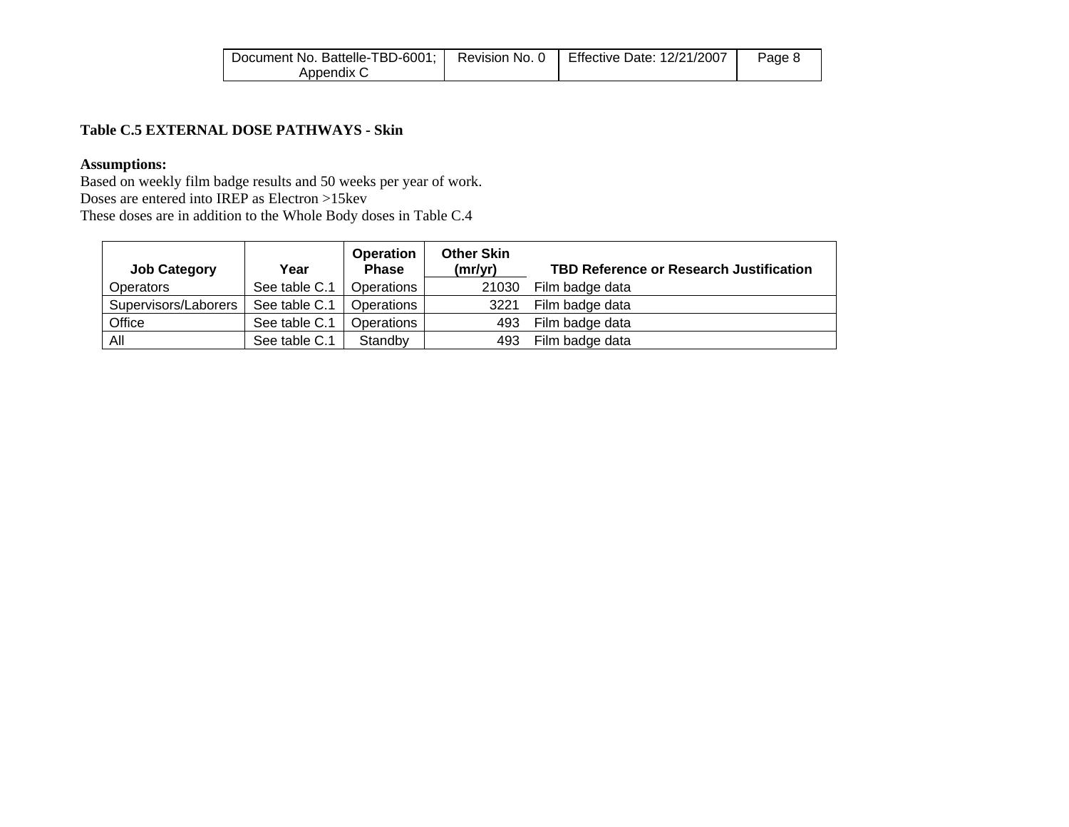**Table C.5 EXTERNAL DOSE PATHWAYS - Skin**

**Assumptions:**

Based on weekly film badge results and 50 weeks per year of work.
Doses are entered into IREP as Electron >15kev
These doses are in addition to the Whole Body doses in Table C.4

| Job Category | Year | Operation Phase | Other Skin (mr/yr) | TBD Reference or Research Justification |
|---|---|---|---|---|
| Operators | See table C.1 | Operations | 21030 | Film badge data |
| Supervisors/Laborers | See table C.1 | Operations | 3221 | Film badge data |
| Office | See table C.1 | Operations | 493 | Film badge data |
| All | See table C.1 | Standby | 493 | Film badge data |